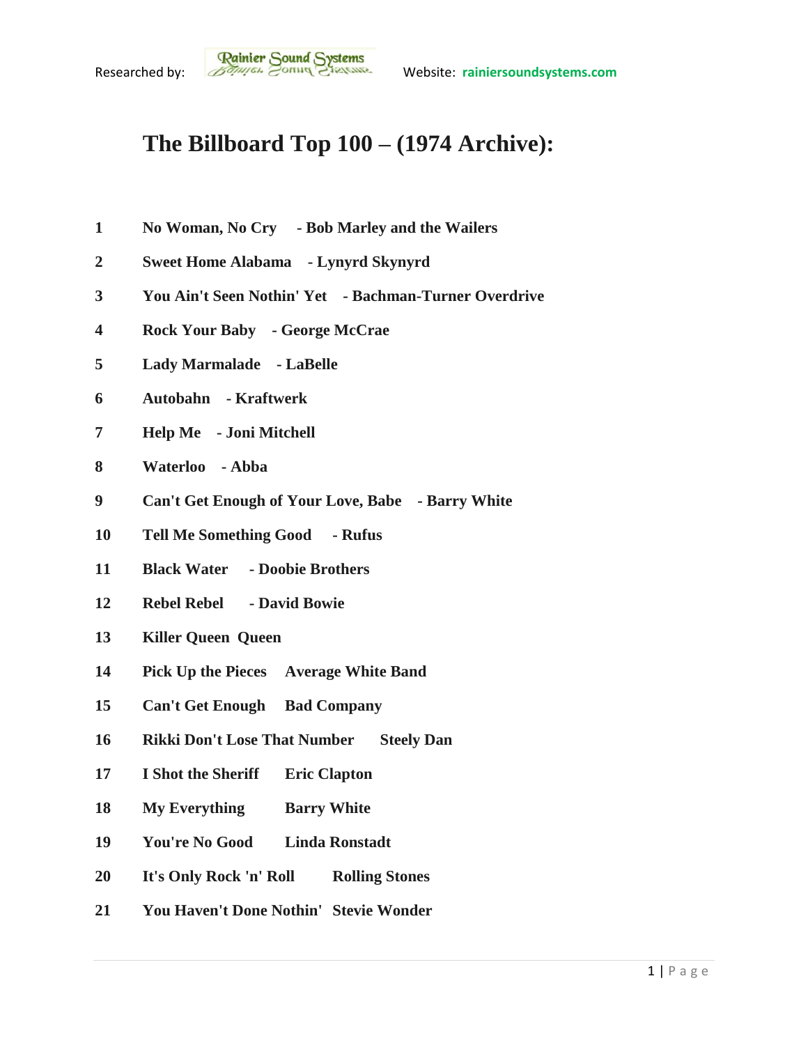Researched by: Rainier Sound Systems Website: rainiersoundsystems.com

# The Billboard Top 100 – (1974 Archive):

1 No Woman, No Cry - Bob Marley and the Wailers

2 Sweet Home Alabama - Lynyrd Skynyrd

3 You Ain't Seen Nothin' Yet - Bachman-Turner Overdrive

4 Rock Your Baby - George McCrae

5 Lady Marmalade - LaBelle

6 Autobahn - Kraftwerk

7 Help Me - Joni Mitchell

8 Waterloo - Abba

9 Can't Get Enough of Your Love, Babe - Barry White

10 Tell Me Something Good - Rufus

11 Black Water - Doobie Brothers

12 Rebel Rebel - David Bowie

13 Killer Queen Queen

14 Pick Up the Pieces Average White Band

15 Can't Get Enough Bad Company

16 Rikki Don't Lose That Number Steely Dan

17 I Shot the Sheriff Eric Clapton

18 My Everything Barry White

19 You're No Good Linda Ronstadt

20 It's Only Rock 'n' Roll Rolling Stones

21 You Haven't Done Nothin' Stevie Wonder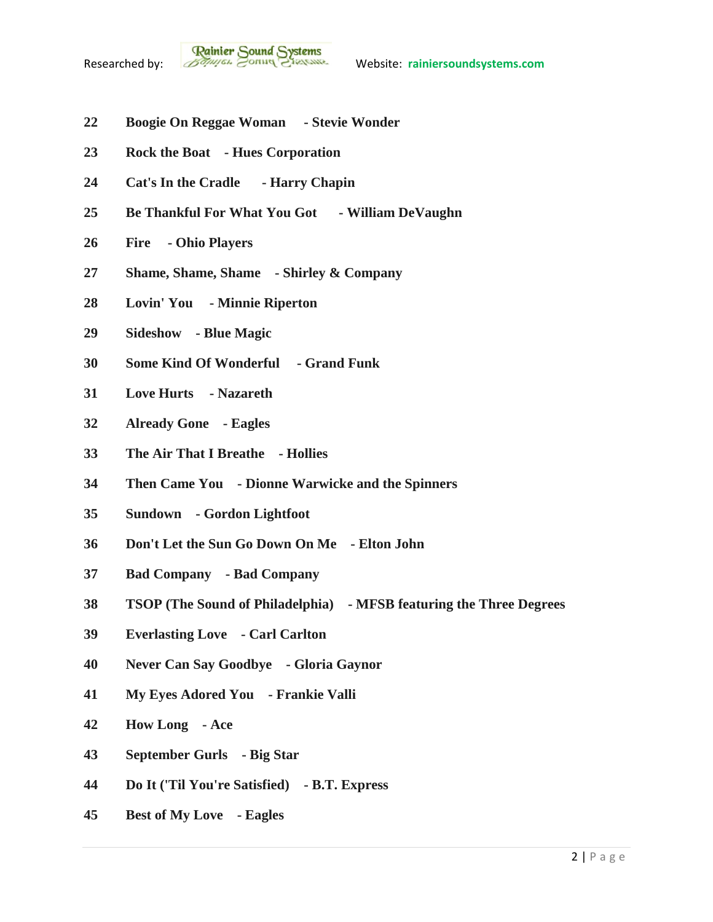22 **Boogie On Reggae Woman - Stevie Wonder**

23 **Rock the Boat - Hues Corporation**

24 **Cat's In the Cradle - Harry Chapin**

25 **Be Thankful For What You Got - William DeVaughn**

26 **Fire - Ohio Players**

27 **Shame, Shame, Shame - Shirley & Company**

28 **Lovin' You - Minnie Riperton**

29 **Sideshow - Blue Magic**

30 **Some Kind Of Wonderful - Grand Funk**

31 **Love Hurts - Nazareth**

32 **Already Gone - Eagles**

33 **The Air That I Breathe - Hollies**

34 **Then Came You - Dionne Warwicke and the Spinners**

35 **Sundown - Gordon Lightfoot**

36 **Don't Let the Sun Go Down On Me - Elton John**

37 **Bad Company - Bad Company**

38 **TSOP (The Sound of Philadelphia) - MFSB featuring the Three Degrees**

39 **Everlasting Love - Carl Carlton**

40 **Never Can Say Goodbye - Gloria Gaynor**

41 **My Eyes Adored You - Frankie Valli**

42 **How Long - Ace**

43 **September Gurls - Big Star**

44 **Do It ('Til You're Satisfied) - B.T. Express**

45 **Best of My Love - Eagles**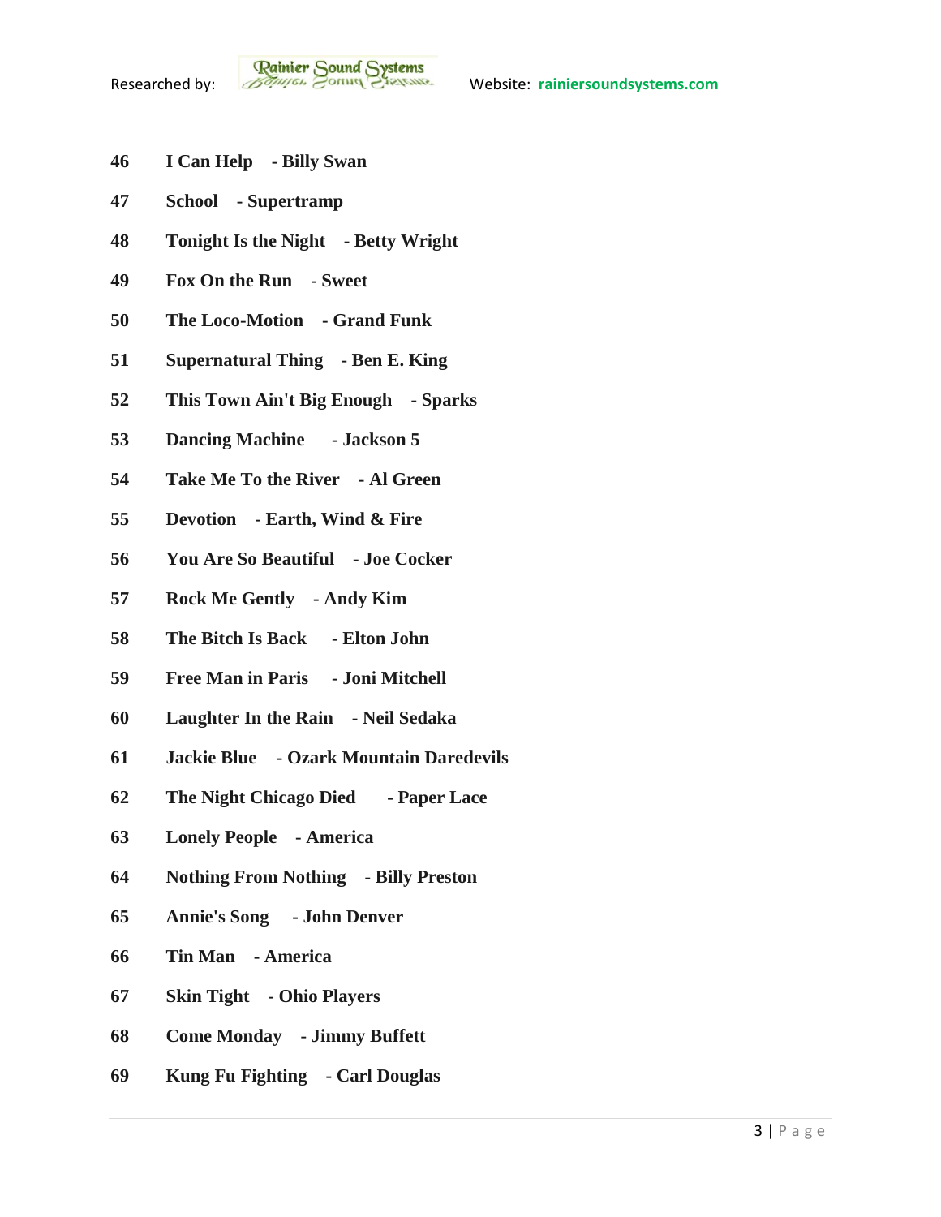**46 I Can Help - Billy Swan**

**47 School - Supertramp**

**48 Tonight Is the Night - Betty Wright**

**49 Fox On the Run - Sweet**

**50 The Loco-Motion - Grand Funk**

**51 Supernatural Thing - Ben E. King**

**52 This Town Ain't Big Enough - Sparks**

**53 Dancing Machine - Jackson 5**

**54 Take Me To the River - Al Green**

**55 Devotion - Earth, Wind & Fire**

**56 You Are So Beautiful - Joe Cocker**

**57 Rock Me Gently - Andy Kim**

**58 The Bitch Is Back - Elton John**

**59 Free Man in Paris - Joni Mitchell**

**60 Laughter In the Rain - Neil Sedaka**

**61 Jackie Blue - Ozark Mountain Daredevils**

**62 The Night Chicago Died - Paper Lace**

**63 Lonely People - America**

**64 Nothing From Nothing - Billy Preston**

**65 Annie's Song - John Denver**

**66 Tin Man - America**

**67 Skin Tight - Ohio Players**

**68 Come Monday - Jimmy Buffett**

**69 Kung Fu Fighting - Carl Douglas**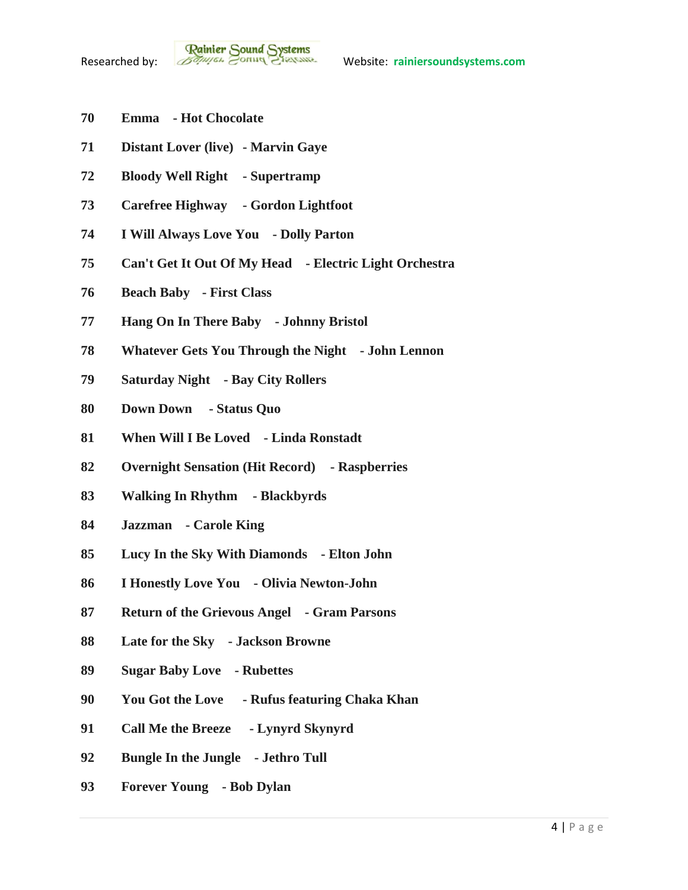**70 Emma - Hot Chocolate**

**71 Distant Lover (live) - Marvin Gaye**

**72 Bloody Well Right - Supertramp**

**73 Carefree Highway - Gordon Lightfoot**

**74 I Will Always Love You - Dolly Parton**

**75 Can't Get It Out Of My Head - Electric Light Orchestra**

**76 Beach Baby - First Class**

**77 Hang On In There Baby - Johnny Bristol**

**78 Whatever Gets You Through the Night - John Lennon**

**79 Saturday Night - Bay City Rollers**

**80 Down Down - Status Quo**

**81 When Will I Be Loved - Linda Ronstadt**

**82 Overnight Sensation (Hit Record) - Raspberries**

**83 Walking In Rhythm - Blackbyrds**

**84 Jazzman - Carole King**

**85 Lucy In the Sky With Diamonds - Elton John**

**86 I Honestly Love You - Olivia Newton-John**

**87 Return of the Grievous Angel - Gram Parsons**

**88 Late for the Sky - Jackson Browne**

**89 Sugar Baby Love - Rubettes**

**90 You Got the Love - Rufus featuring Chaka Khan**

**91 Call Me the Breeze - Lynyrd Skynyrd**

**92 Bungle In the Jungle - Jethro Tull**

**93 Forever Young - Bob Dylan**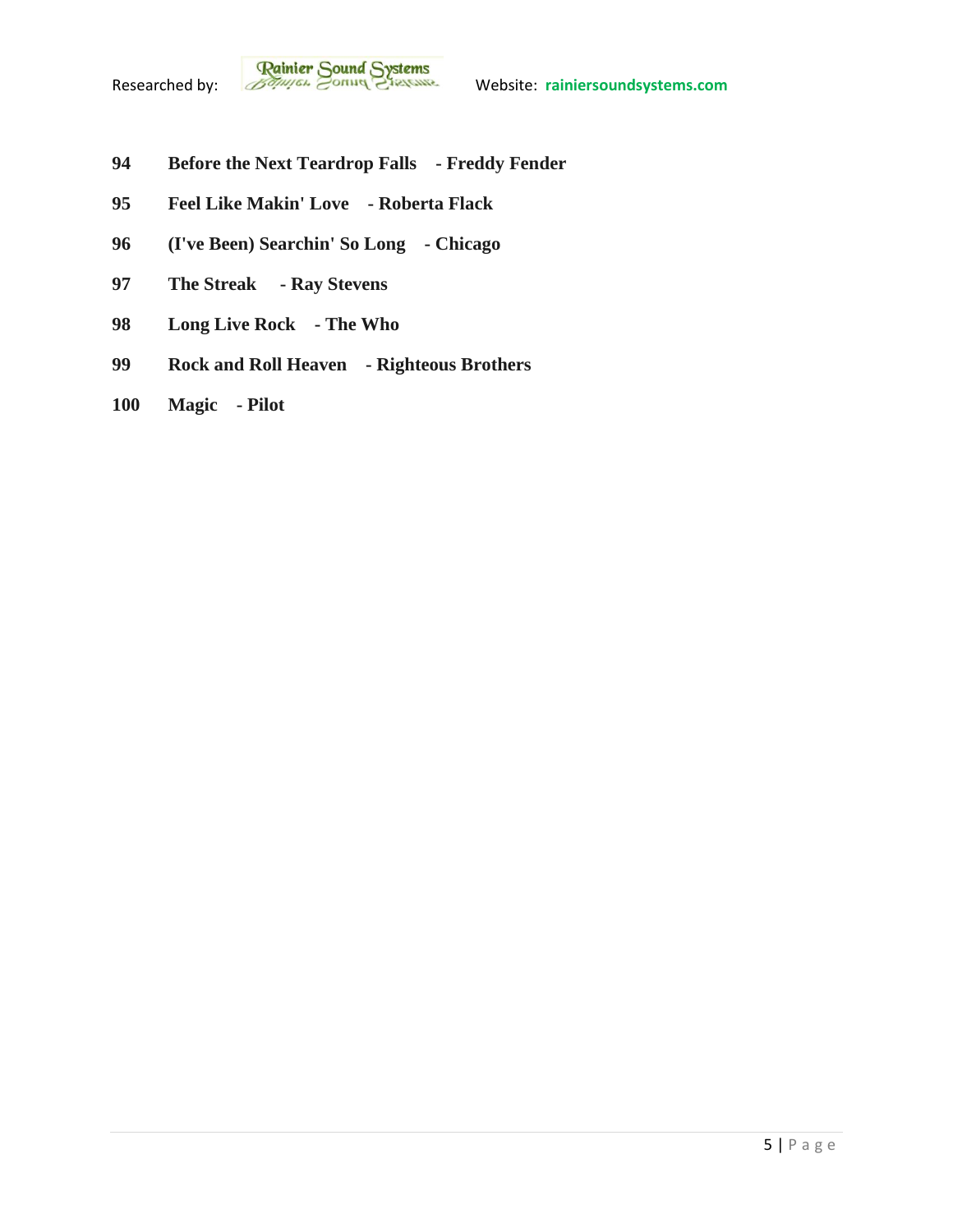94. **Before the Next Teardrop Falls - Freddy Fender**
95. **Feel Like Makin' Love - Roberta Flack**
96. **(I've Been) Searchin' So Long - Chicago**
97. **The Streak - Ray Stevens**
98. **Long Live Rock - The Who**
99. **Rock and Roll Heaven - Righteous Brothers**
100. **Magic - Pilot**